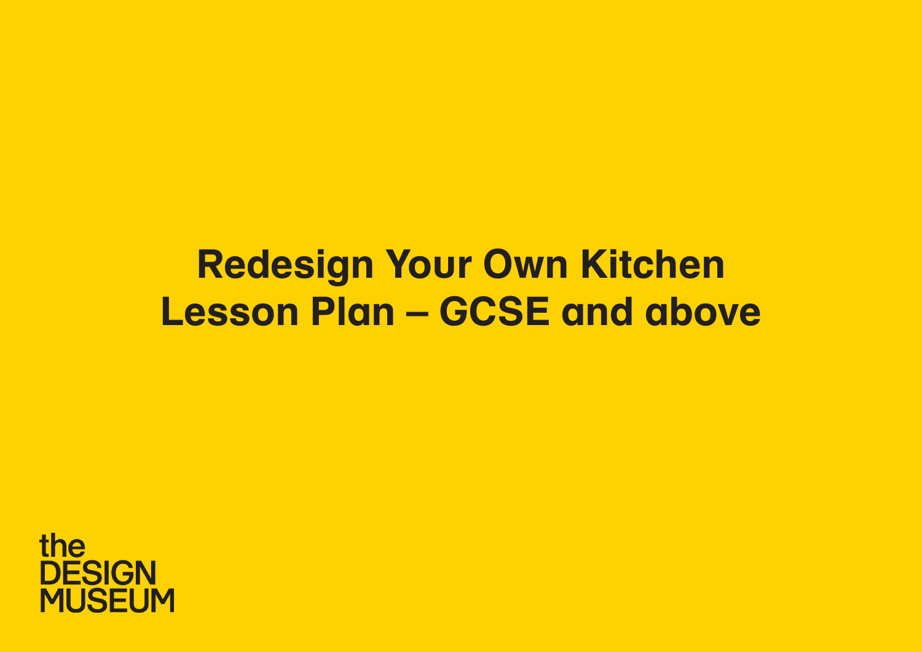# Redesign Your Own Kitchen Lesson Plan – GCSE and above

the DESIGN MUSEUM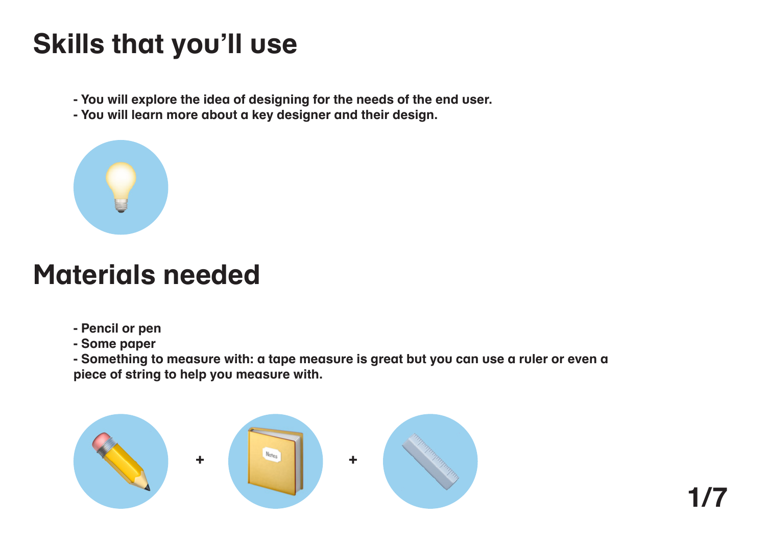# Skills that you'll use

- You will explore the idea of designing for the needs of the end user.
- You will learn more about a key designer and their design.

# Materials needed

- Pencil or pen
- Some paper
- Something to measure with: a tape measure is great but you can use a ruler or even a piece of string to help you measure with.

+ +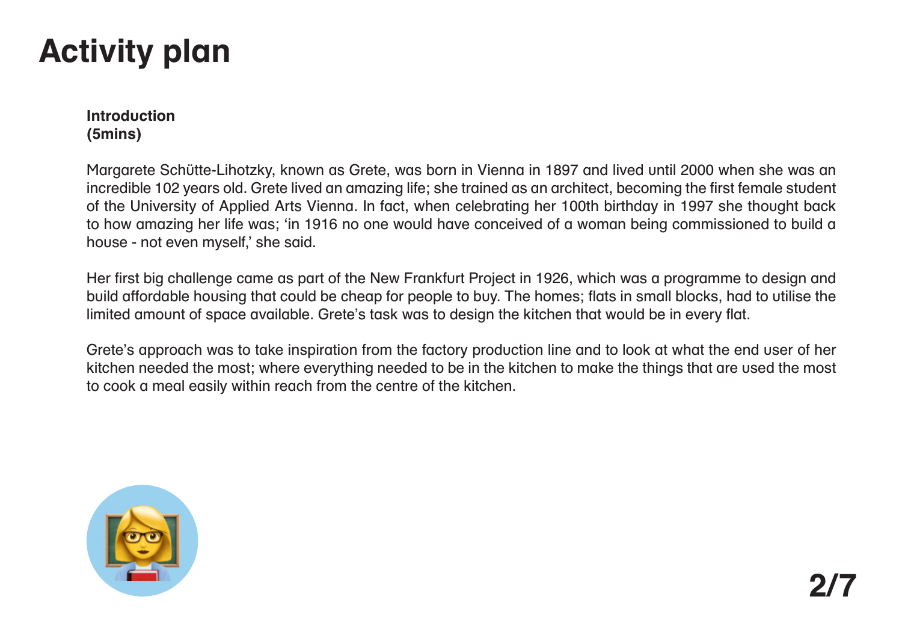# Activity plan

**Introduction**
**(5mins)**

Margarete Schütte-Lihotzky, known as Grete, was born in Vienna in 1897 and lived until 2000 when she was an incredible 102 years old. Grete lived an amazing life; she trained as an architect, becoming the first female student of the University of Applied Arts Vienna. In fact, when celebrating her 100th birthday in 1997 she thought back to how amazing her life was; 'in 1916 no one would have conceived of a woman being commissioned to build a house - not even myself,' she said.

Her first big challenge came as part of the New Frankfurt Project in 1926, which was a programme to design and build affordable housing that could be cheap for people to buy. The homes; flats in small blocks, had to utilise the limited amount of space available. Grete's task was to design the kitchen that would be in every flat.

Grete's approach was to take inspiration from the factory production line and to look at what the end user of her kitchen needed the most; where everything needed to be in the kitchen to make the things that are used the most to cook a meal easily within reach from the centre of the kitchen.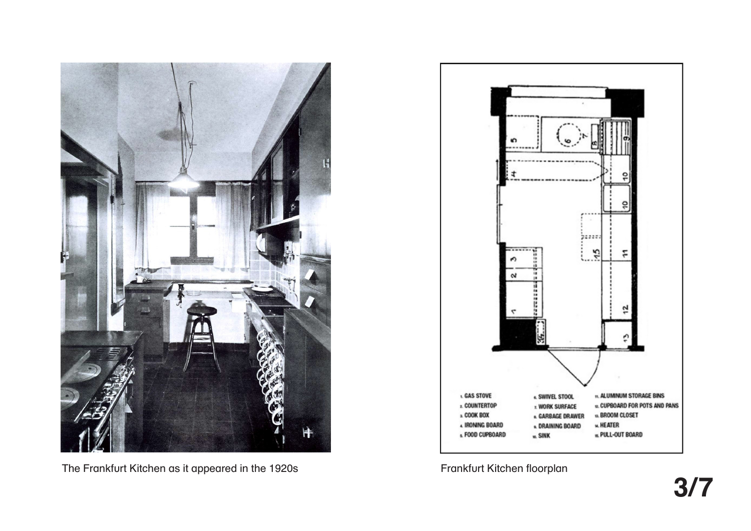The Frankfurt Kitchen as it appeared in the 1920s

Frankfurt Kitchen floorplan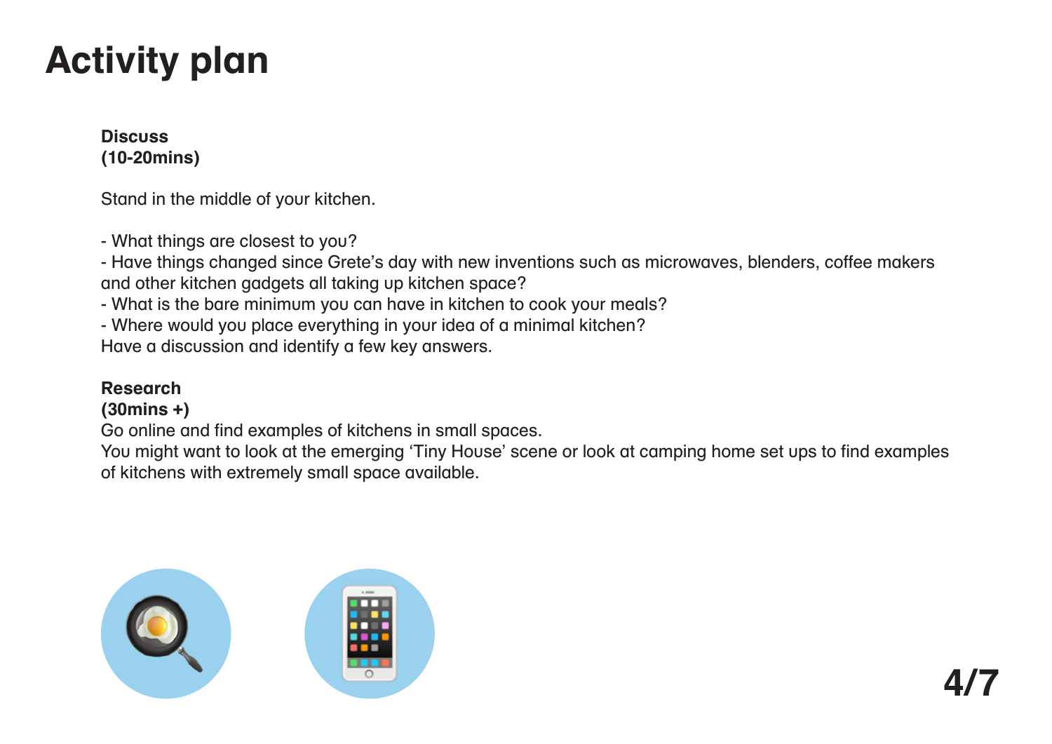# Activity plan

**Discuss**
**(10-20mins)**

Stand in the middle of your kitchen.

- What things are closest to you?
- Have things changed since Grete's day with new inventions such as microwaves, blenders, coffee makers and other kitchen gadgets all taking up kitchen space?
- What is the bare minimum you can have in kitchen to cook your meals?
- Where would you place everything in your idea of a minimal kitchen?

Have a discussion and identify a few key answers.

**Research**
**(30mins +)**

Go online and find examples of kitchens in small spaces.
You might want to look at the emerging 'Tiny House' scene or look at camping home set ups to find examples of kitchens with extremely small space available.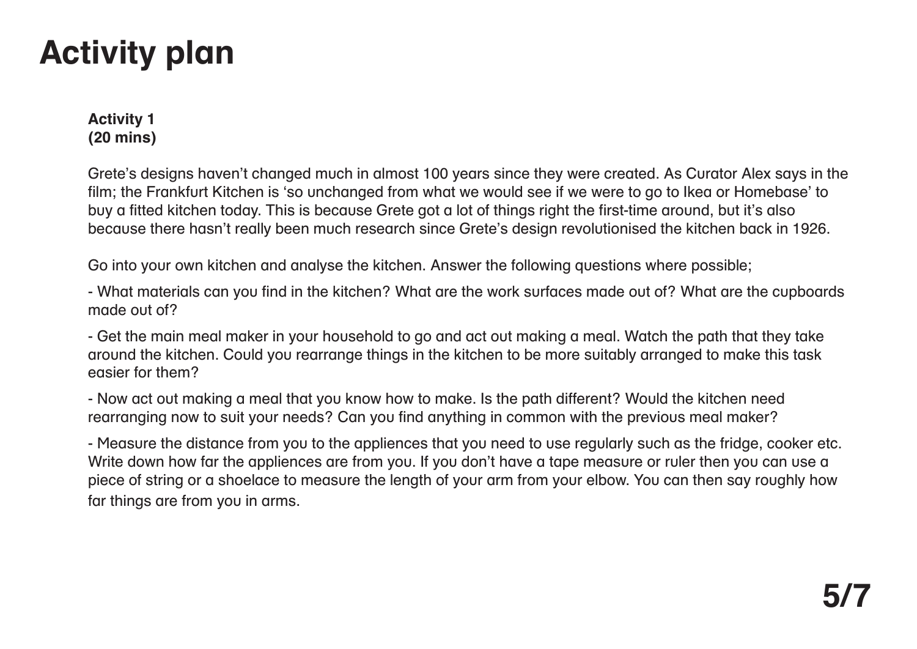# Activity plan

**Activity 1**
**(20 mins)**

Grete's designs haven't changed much in almost 100 years since they were created. As Curator Alex says in the film; the Frankfurt Kitchen is 'so unchanged from what we would see if we were to go to Ikea or Homebase' to buy a fitted kitchen today. This is because Grete got a lot of things right the first-time around, but it's also because there hasn't really been much research since Grete's design revolutionised the kitchen back in 1926.

Go into your own kitchen and analyse the kitchen. Answer the following questions where possible;

- What materials can you find in the kitchen? What are the work surfaces made out of? What are the cupboards made out of?

- Get the main meal maker in your household to go and act out making a meal. Watch the path that they take around the kitchen. Could you rearrange things in the kitchen to be more suitably arranged to make this task easier for them?

- Now act out making a meal that you know how to make. Is the path different? Would the kitchen need rearranging now to suit your needs? Can you find anything in common with the previous meal maker?

- Measure the distance from you to the appliences that you need to use regularly such as the fridge, cooker etc. Write down how far the appliences are from you. If you don't have a tape measure or ruler then you can use a piece of string or a shoelace to measure the length of your arm from your elbow. You can then say roughly how far things are from you in arms.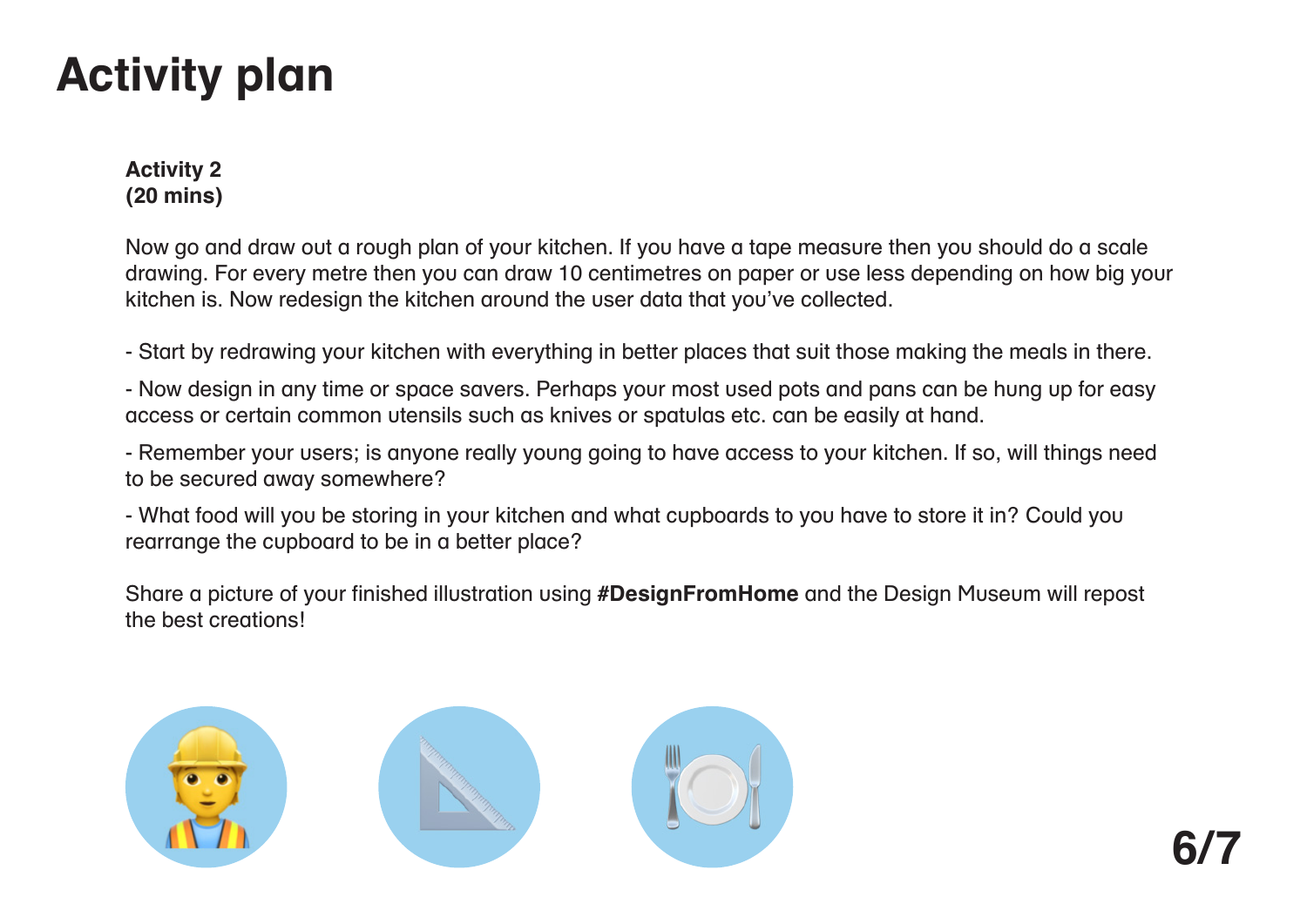# Activity plan

**Activity 2**
**(20 mins)**

Now go and draw out a rough plan of your kitchen. If you have a tape measure then you should do a scale drawing. For every metre then you can draw 10 centimetres on paper or use less depending on how big your kitchen is. Now redesign the kitchen around the user data that you've collected.

- Start by redrawing your kitchen with everything in better places that suit those making the meals in there.

- Now design in any time or space savers. Perhaps your most used pots and pans can be hung up for easy access or certain common utensils such as knives or spatulas etc. can be easily at hand.

- Remember your users; is anyone really young going to have access to your kitchen. If so, will things need to be secured away somewhere?

- What food will you be storing in your kitchen and what cupboards to you have to store it in? Could you rearrange the cupboard to be in a better place?

Share a picture of your finished illustration using **#DesignFromHome** and the Design Museum will repost the best creations!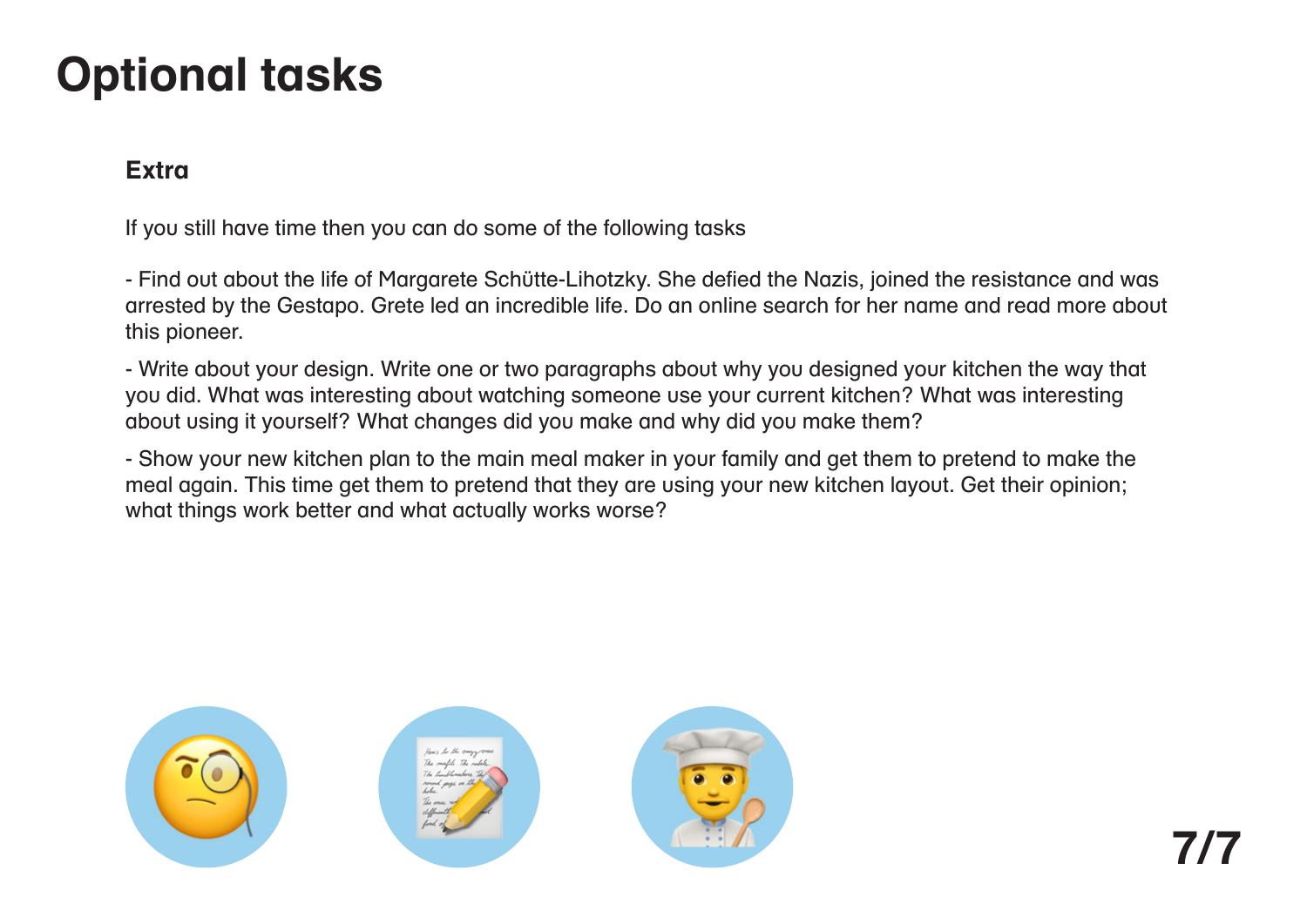# Optional tasks

### Extra

If you still have time then you can do some of the following tasks

- Find out about the life of Margarete Schütte-Lihotzky. She defied the Nazis, joined the resistance and was arrested by the Gestapo. Grete led an incredible life. Do an online search for her name and read more about this pioneer.

- Write about your design. Write one or two paragraphs about why you designed your kitchen the way that you did. What was interesting about watching someone use your current kitchen? What was interesting about using it yourself? What changes did you make and why did you make them?

- Show your new kitchen plan to the main meal maker in your family and get them to pretend to make the meal again. This time get them to pretend that they are using your new kitchen layout. Get their opinion; what things work better and what actually works worse?